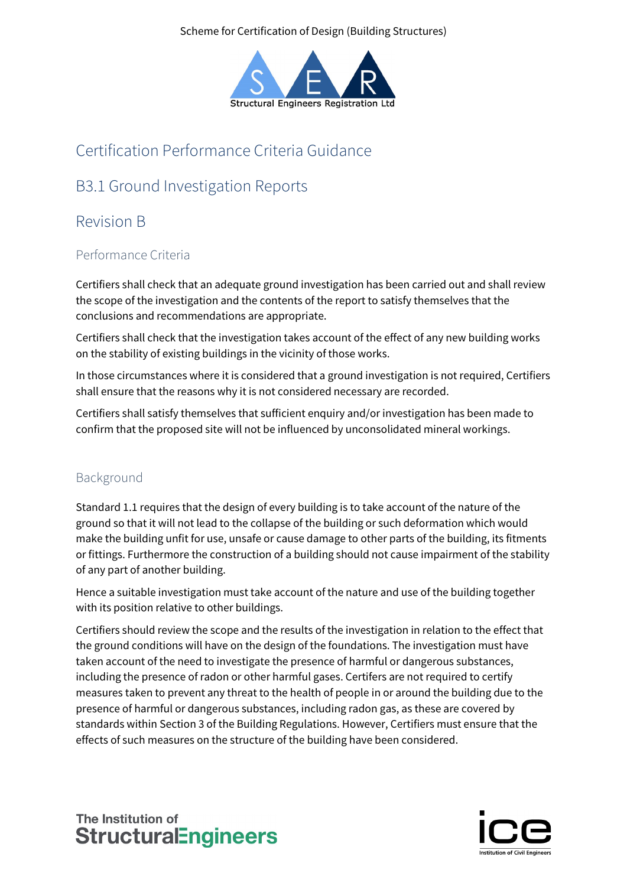Scheme for Certification of Design (Building Structures)

# Certification Performance Criteria Guidance

## B3.1 Ground Investigation Reports

## Revision B

### Performance Criteria

Certifiers shall check that an adequate ground investigation has been carried out and shall review the scope of the investigation and the contents of the report to satisfy themselves that the conclusions and recommendations are appropriate.

Certifiers shall check that the investigation takes account of the effect of any new building works on the stability of existing buildings in the vicinity of those works.

In those circumstances where it is considered that a ground investigation is not required, Certifiers shall ensure that the reasons why it is not considered necessary are recorded.

Certifiers shall satisfy themselves that sufficient enquiry and/or investigation has been made to confirm that the proposed site will not be influenced by unconsolidated mineral workings.

### Background

Standard 1.1 requires that the design of every building is to take account of the nature of the ground so that it will not lead to the collapse of the building or such deformation which would make the building unfit for use, unsafe or cause damage to other parts of the building, its fitments or fittings. Furthermore the construction of a building should not cause impairment of the stability of any part of another building.

Hence a suitable investigation must take account of the nature and use of the building together with its position relative to other buildings.

Certifiers should review the scope and the results of the investigation in relation to the effect that the ground conditions will have on the design of the foundations. The investigation must have taken account of the need to investigate the presence of harmful or dangerous substances, including the presence of radon or other harmful gases. Certifers are not required to certify measures taken to prevent any threat to the health of people in or around the building due to the presence of harmful or dangerous substances, including radon gas, as these are covered by standards within Section 3 of the Building Regulations. However, Certifiers must ensure that the effects of such measures on the structure of the building have been considered.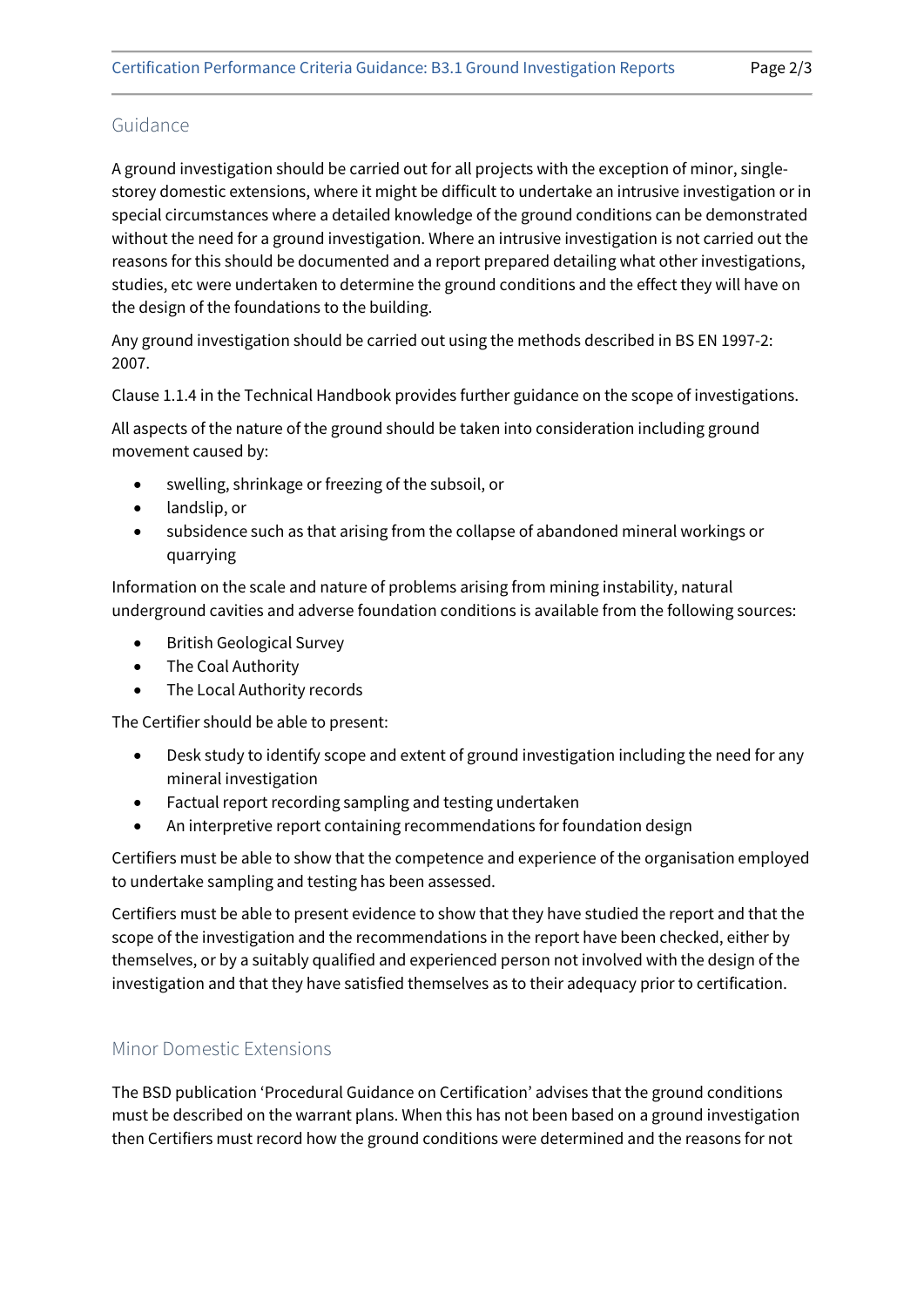## Guidance

A ground investigation should be carried out for all projects with the exception of minor, single-storey domestic extensions, where it might be difficult to undertake an intrusive investigation or in special circumstances where a detailed knowledge of the ground conditions can be demonstrated without the need for a ground investigation. Where an intrusive investigation is not carried out the reasons for this should be documented and a report prepared detailing what other investigations, studies, etc were undertaken to determine the ground conditions and the effect they will have on the design of the foundations to the building.

Any ground investigation should be carried out using the methods described in BS EN 1997-2: 2007.

Clause 1.1.4 in the Technical Handbook provides further guidance on the scope of investigations.

All aspects of the nature of the ground should be taken into consideration including ground movement caused by:

- swelling, shrinkage or freezing of the subsoil, or
- landslip, or
- subsidence such as that arising from the collapse of abandoned mineral workings or quarrying

Information on the scale and nature of problems arising from mining instability, natural underground cavities and adverse foundation conditions is available from the following sources:

- British Geological Survey
- The Coal Authority
- The Local Authority records

The Certifier should be able to present:

- Desk study to identify scope and extent of ground investigation including the need for any mineral investigation
- Factual report recording sampling and testing undertaken
- An interpretive report containing recommendations for foundation design

Certifiers must be able to show that the competence and experience of the organisation employed to undertake sampling and testing has been assessed.

Certifiers must be able to present evidence to show that they have studied the report and that the scope of the investigation and the recommendations in the report have been checked, either by themselves, or by a suitably qualified and experienced person not involved with the design of the investigation and that they have satisfied themselves as to their adequacy prior to certification.

## Minor Domestic Extensions

The BSD publication 'Procedural Guidance on Certification' advises that the ground conditions must be described on the warrant plans. When this has not been based on a ground investigation then Certifiers must record how the ground conditions were determined and the reasons for not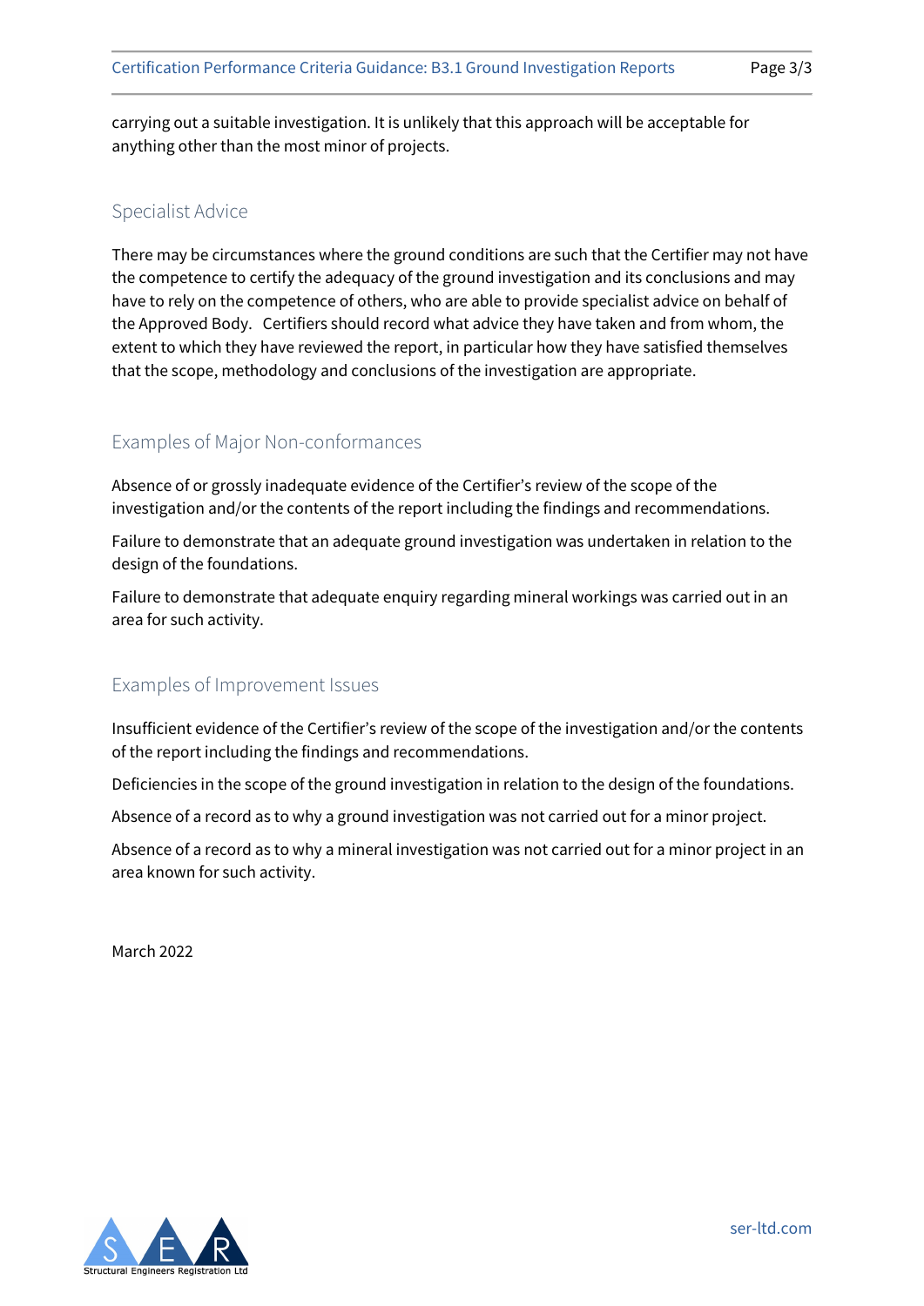carrying out a suitable investigation. It is unlikely that this approach will be acceptable for anything other than the most minor of projects.

## Specialist Advice

There may be circumstances where the ground conditions are such that the Certifier may not have the competence to certify the adequacy of the ground investigation and its conclusions and may have to rely on the competence of others, who are able to provide specialist advice on behalf of the Approved Body. Certifiers should record what advice they have taken and from whom, the extent to which they have reviewed the report, in particular how they have satisfied themselves that the scope, methodology and conclusions of the investigation are appropriate.

## Examples of Major Non-conformances

Absence of or grossly inadequate evidence of the Certifier's review of the scope of the investigation and/or the contents of the report including the findings and recommendations.

Failure to demonstrate that an adequate ground investigation was undertaken in relation to the design of the foundations.

Failure to demonstrate that adequate enquiry regarding mineral workings was carried out in an area for such activity.

## Examples of Improvement Issues

Insufficient evidence of the Certifier's review of the scope of the investigation and/or the contents of the report including the findings and recommendations.

Deficiencies in the scope of the ground investigation in relation to the design of the foundations.

Absence of a record as to why a ground investigation was not carried out for a minor project.

Absence of a record as to why a mineral investigation was not carried out for a minor project in an area known for such activity.

March 2022